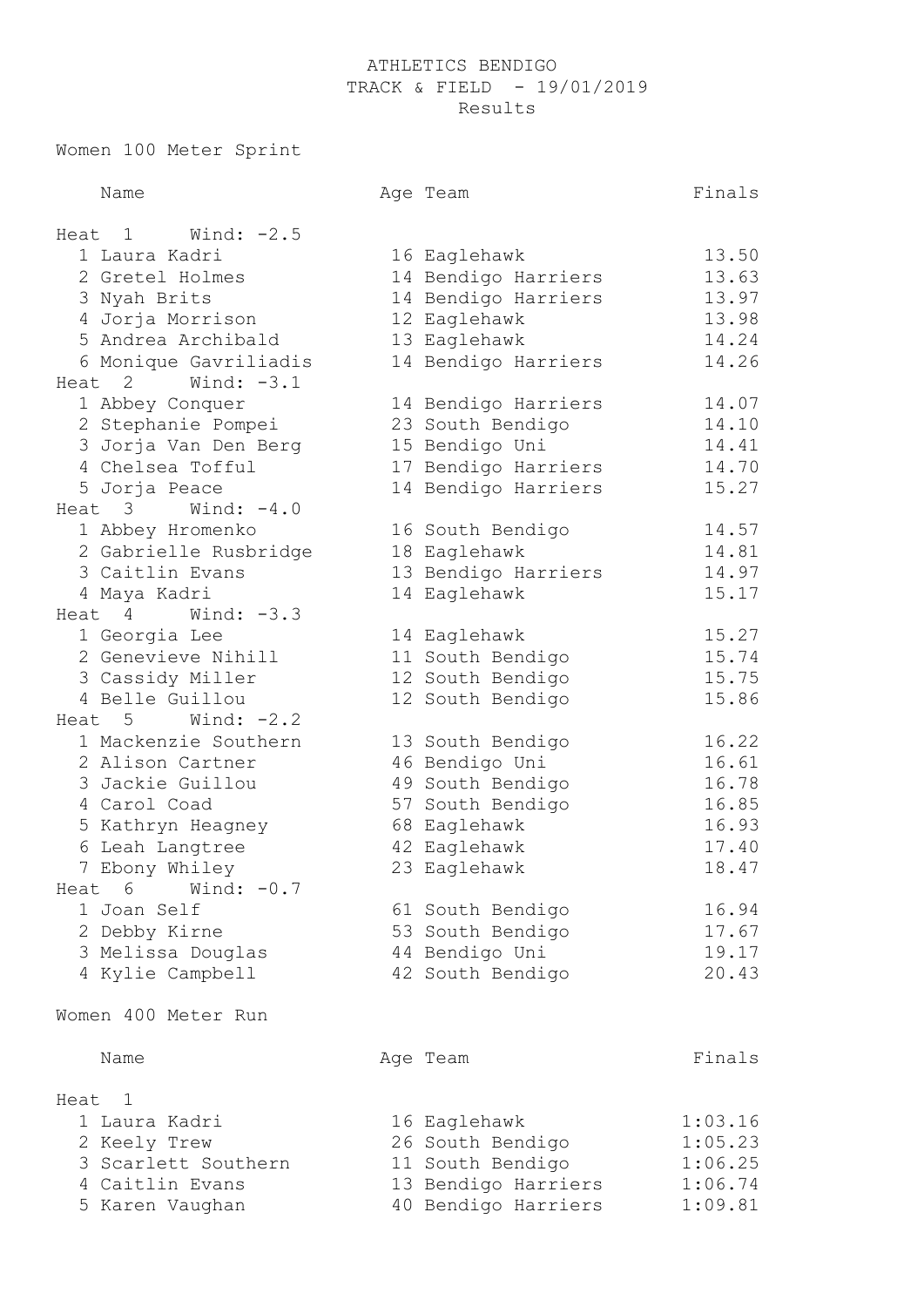# ATHLETICS BENDIGO
## TRACK & FIELD - 19/01/2019
### Results

## Women 100 Meter Sprint

| | Name | Age | Team | Finals |
|---|---|---|---|---|
| **Heat 1 Wind: -2.5** | | | | |
| 1 | Laura Kadri | 16 | Eaglehawk | 13.50 |
| 2 | Gretel Holmes | 14 | Bendigo Harriers | 13.63 |
| 3 | Nyah Brits | 14 | Bendigo Harriers | 13.97 |
| 4 | Jorja Morrison | 12 | Eaglehawk | 13.98 |
| 5 | Andrea Archibald | 13 | Eaglehawk | 14.24 |
| 6 | Monique Gavriliadis | 14 | Bendigo Harriers | 14.26 |
| **Heat 2 Wind: -3.1** | | | | |
| 1 | Abbey Conquer | 14 | Bendigo Harriers | 14.07 |
| 2 | Stephanie Pompei | 23 | South Bendigo | 14.10 |
| 3 | Jorja Van Den Berg | 15 | Bendigo Uni | 14.41 |
| 4 | Chelsea Tofful | 17 | Bendigo Harriers | 14.70 |
| 5 | Jorja Peace | 14 | Bendigo Harriers | 15.27 |
| **Heat 3 Wind: -4.0** | | | | |
| 1 | Abbey Hromenko | 16 | South Bendigo | 14.57 |
| 2 | Gabrielle Rusbridge | 18 | Eaglehawk | 14.81 |
| 3 | Caitlin Evans | 13 | Bendigo Harriers | 14.97 |
| 4 | Maya Kadri | 14 | Eaglehawk | 15.17 |
| **Heat 4 Wind: -3.3** | | | | |
| 1 | Georgia Lee | 14 | Eaglehawk | 15.27 |
| 2 | Genevieve Nihill | 11 | South Bendigo | 15.74 |
| 3 | Cassidy Miller | 12 | South Bendigo | 15.75 |
| 4 | Belle Guillou | 12 | South Bendigo | 15.86 |
| **Heat 5 Wind: -2.2** | | | | |
| 1 | Mackenzie Southern | 13 | South Bendigo | 16.22 |
| 2 | Alison Cartner | 46 | Bendigo Uni | 16.61 |
| 3 | Jackie Guillou | 49 | South Bendigo | 16.78 |
| 4 | Carol Coad | 57 | South Bendigo | 16.85 |
| 5 | Kathryn Heagney | 68 | Eaglehawk | 16.93 |
| 6 | Leah Langtree | 42 | Eaglehawk | 17.40 |
| 7 | Ebony Whiley | 23 | Eaglehawk | 18.47 |
| **Heat 6 Wind: -0.7** | | | | |
| 1 | Joan Self | 61 | South Bendigo | 16.94 |
| 2 | Debby Kirne | 53 | South Bendigo | 17.67 |
| 3 | Melissa Douglas | 44 | Bendigo Uni | 19.17 |
| 4 | Kylie Campbell | 42 | South Bendigo | 20.43 |

## Women 400 Meter Run

| | Name | Age | Team | Finals |
|---|---|---|---|---|
| **Heat 1** | | | | |
| 1 | Laura Kadri | 16 | Eaglehawk | 1:03.16 |
| 2 | Keely Trew | 26 | South Bendigo | 1:05.23 |
| 3 | Scarlett Southern | 11 | South Bendigo | 1:06.25 |
| 4 | Caitlin Evans | 13 | Bendigo Harriers | 1:06.74 |
| 5 | Karen Vaughan | 40 | Bendigo Harriers | 1:09.81 |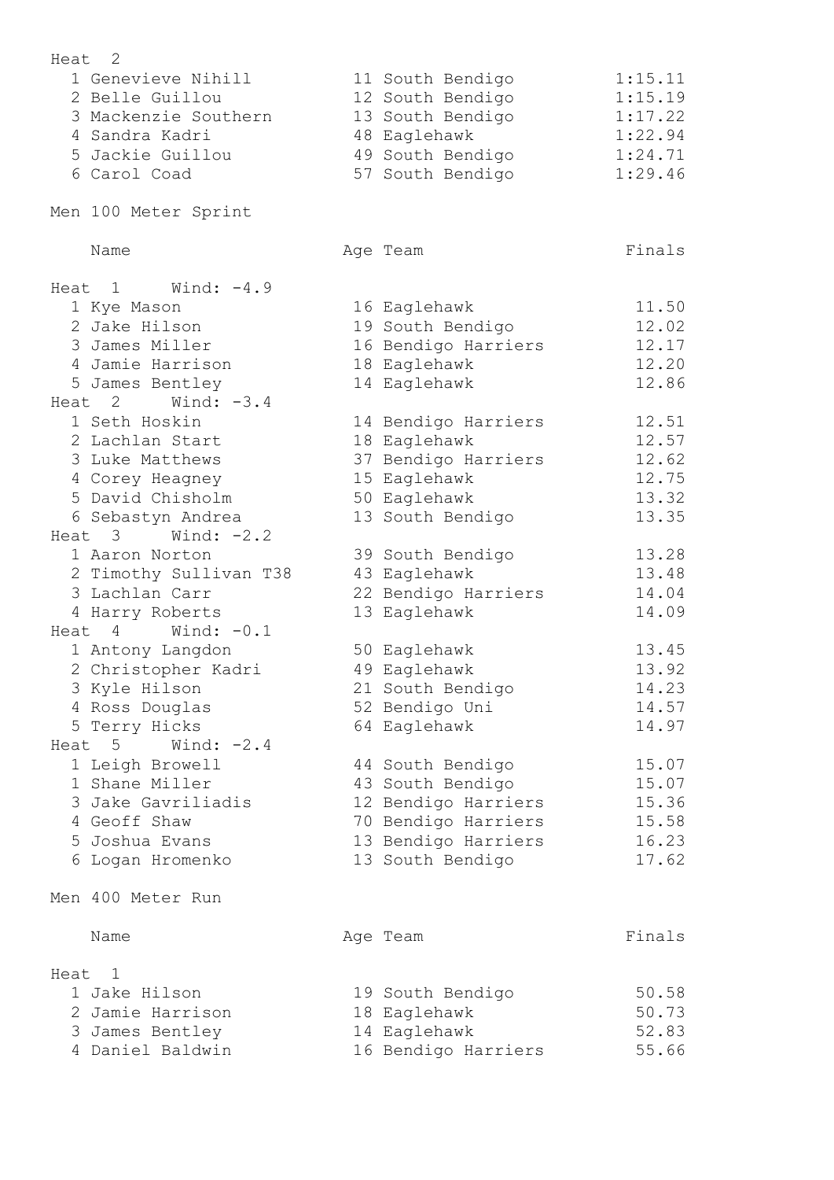Heat 2

| Place | Name | Age | Team | Finals |
|---|---|---|---|---|
| 1 | Genevieve Nihill | 11 | South Bendigo | 1:15.11 |
| 2 | Belle Guillou | 12 | South Bendigo | 1:15.19 |
| 3 | Mackenzie Southern | 13 | South Bendigo | 1:17.22 |
| 4 | Sandra Kadri | 48 | Eaglehawk | 1:22.94 |
| 5 | Jackie Guillou | 49 | South Bendigo | 1:24.71 |
| 6 | Carol Coad | 57 | South Bendigo | 1:29.46 |

## Men 100 Meter Sprint

| Place | Name | Age | Team | Finals |
|---|---|---|---|---|
| **Heat 1 Wind: -4.9** | | | | |
| 1 | Kye Mason | 16 | Eaglehawk | 11.50 |
| 2 | Jake Hilson | 19 | South Bendigo | 12.02 |
| 3 | James Miller | 16 | Bendigo Harriers | 12.17 |
| 4 | Jamie Harrison | 18 | Eaglehawk | 12.20 |
| 5 | James Bentley | 14 | Eaglehawk | 12.86 |
| **Heat 2 Wind: -3.4** | | | | |
| 1 | Seth Hoskin | 14 | Bendigo Harriers | 12.51 |
| 2 | Lachlan Start | 18 | Eaglehawk | 12.57 |
| 3 | Luke Matthews | 37 | Bendigo Harriers | 12.62 |
| 4 | Corey Heagney | 15 | Eaglehawk | 12.75 |
| 5 | David Chisholm | 50 | Eaglehawk | 13.32 |
| 6 | Sebastyn Andrea | 13 | South Bendigo | 13.35 |
| **Heat 3 Wind: -2.2** | | | | |
| 1 | Aaron Norton | 39 | South Bendigo | 13.28 |
| 2 | Timothy Sullivan T38 | 43 | Eaglehawk | 13.48 |
| 3 | Lachlan Carr | 22 | Bendigo Harriers | 14.04 |
| 4 | Harry Roberts | 13 | Eaglehawk | 14.09 |
| **Heat 4 Wind: -0.1** | | | | |
| 1 | Antony Langdon | 50 | Eaglehawk | 13.45 |
| 2 | Christopher Kadri | 49 | Eaglehawk | 13.92 |
| 3 | Kyle Hilson | 21 | South Bendigo | 14.23 |
| 4 | Ross Douglas | 52 | Bendigo Uni | 14.57 |
| 5 | Terry Hicks | 64 | Eaglehawk | 14.97 |
| **Heat 5 Wind: -2.4** | | | | |
| 1 | Leigh Browell | 44 | South Bendigo | 15.07 |
| 1 | Shane Miller | 43 | South Bendigo | 15.07 |
| 3 | Jake Gavriliadis | 12 | Bendigo Harriers | 15.36 |
| 4 | Geoff Shaw | 70 | Bendigo Harriers | 15.58 |
| 5 | Joshua Evans | 13 | Bendigo Harriers | 16.23 |
| 6 | Logan Hromenko | 13 | South Bendigo | 17.62 |

## Men 400 Meter Run

| Place | Name | Age | Team | Finals |
|---|---|---|---|---|
| **Heat 1** | | | | |
| 1 | Jake Hilson | 19 | South Bendigo | 50.58 |
| 2 | Jamie Harrison | 18 | Eaglehawk | 50.73 |
| 3 | James Bentley | 14 | Eaglehawk | 52.83 |
| 4 | Daniel Baldwin | 16 | Bendigo Harriers | 55.66 |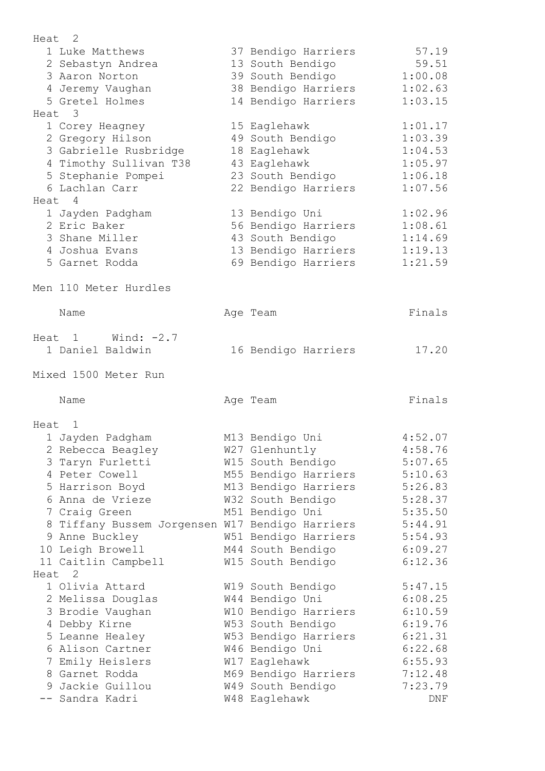| | Name | Age | Team | Finals |
|---|---|---|---|---|
| **Heat 2** | | | | |
| 1 | Luke Matthews | 37 | Bendigo Harriers | 57.19 |
| 2 | Sebastyn Andrea | 13 | South Bendigo | 59.51 |
| 3 | Aaron Norton | 39 | South Bendigo | 1:00.08 |
| 4 | Jeremy Vaughan | 38 | Bendigo Harriers | 1:02.63 |
| 5 | Gretel Holmes | 14 | Bendigo Harriers | 1:03.15 |
| **Heat 3** | | | | |
| 1 | Corey Heagney | 15 | Eaglehawk | 1:01.17 |
| 2 | Gregory Hilson | 49 | South Bendigo | 1:03.39 |
| 3 | Gabrielle Rusbridge | 18 | Eaglehawk | 1:04.53 |
| 4 | Timothy Sullivan T38 | 43 | Eaglehawk | 1:05.97 |
| 5 | Stephanie Pompei | 23 | South Bendigo | 1:06.18 |
| 6 | Lachlan Carr | 22 | Bendigo Harriers | 1:07.56 |
| **Heat 4** | | | | |
| 1 | Jayden Padgham | 13 | Bendigo Uni | 1:02.96 |
| 2 | Eric Baker | 56 | Bendigo Harriers | 1:08.61 |
| 3 | Shane Miller | 43 | South Bendigo | 1:14.69 |
| 4 | Joshua Evans | 13 | Bendigo Harriers | 1:19.13 |
| 5 | Garnet Rodda | 69 | Bendigo Harriers | 1:21.59 |

## Men 110 Meter Hurdles

| | Name | Age | Team | Finals |
|---|---|---|---|---|
| **Heat 1 Wind: -2.7** | | | | |
| 1 | Daniel Baldwin | 16 | Bendigo Harriers | 17.20 |

## Mixed 1500 Meter Run

| | Name | Age | Team | Finals |
|---|---|---|---|---|
| **Heat 1** | | | | |
| 1 | Jayden Padgham | M13 | Bendigo Uni | 4:52.07 |
| 2 | Rebecca Beagley | W27 | Glenhuntly | 4:58.76 |
| 3 | Taryn Furletti | W15 | South Bendigo | 5:07.65 |
| 4 | Peter Cowell | M55 | Bendigo Harriers | 5:10.63 |
| 5 | Harrison Boyd | M13 | Bendigo Harriers | 5:26.83 |
| 6 | Anna de Vrieze | W32 | South Bendigo | 5:28.37 |
| 7 | Craig Green | M51 | Bendigo Uni | 5:35.50 |
| 8 | Tiffany Bussem Jorgensen | W17 | Bendigo Harriers | 5:44.91 |
| 9 | Anne Buckley | W51 | Bendigo Harriers | 5:54.93 |
| 10 | Leigh Browell | M44 | South Bendigo | 6:09.27 |
| 11 | Caitlin Campbell | W15 | South Bendigo | 6:12.36 |
| **Heat 2** | | | | |
| 1 | Olivia Attard | W19 | South Bendigo | 5:47.15 |
| 2 | Melissa Douglas | W44 | Bendigo Uni | 6:08.25 |
| 3 | Brodie Vaughan | W10 | Bendigo Harriers | 6:10.59 |
| 4 | Debby Kirne | W53 | South Bendigo | 6:19.76 |
| 5 | Leanne Healey | W53 | Bendigo Harriers | 6:21.31 |
| 6 | Alison Cartner | W46 | Bendigo Uni | 6:22.68 |
| 7 | Emily Heislers | W17 | Eaglehawk | 6:55.93 |
| 8 | Garnet Rodda | M69 | Bendigo Harriers | 7:12.48 |
| 9 | Jackie Guillou | W49 | South Bendigo | 7:23.79 |
| -- | Sandra Kadri | W48 | Eaglehawk | DNF |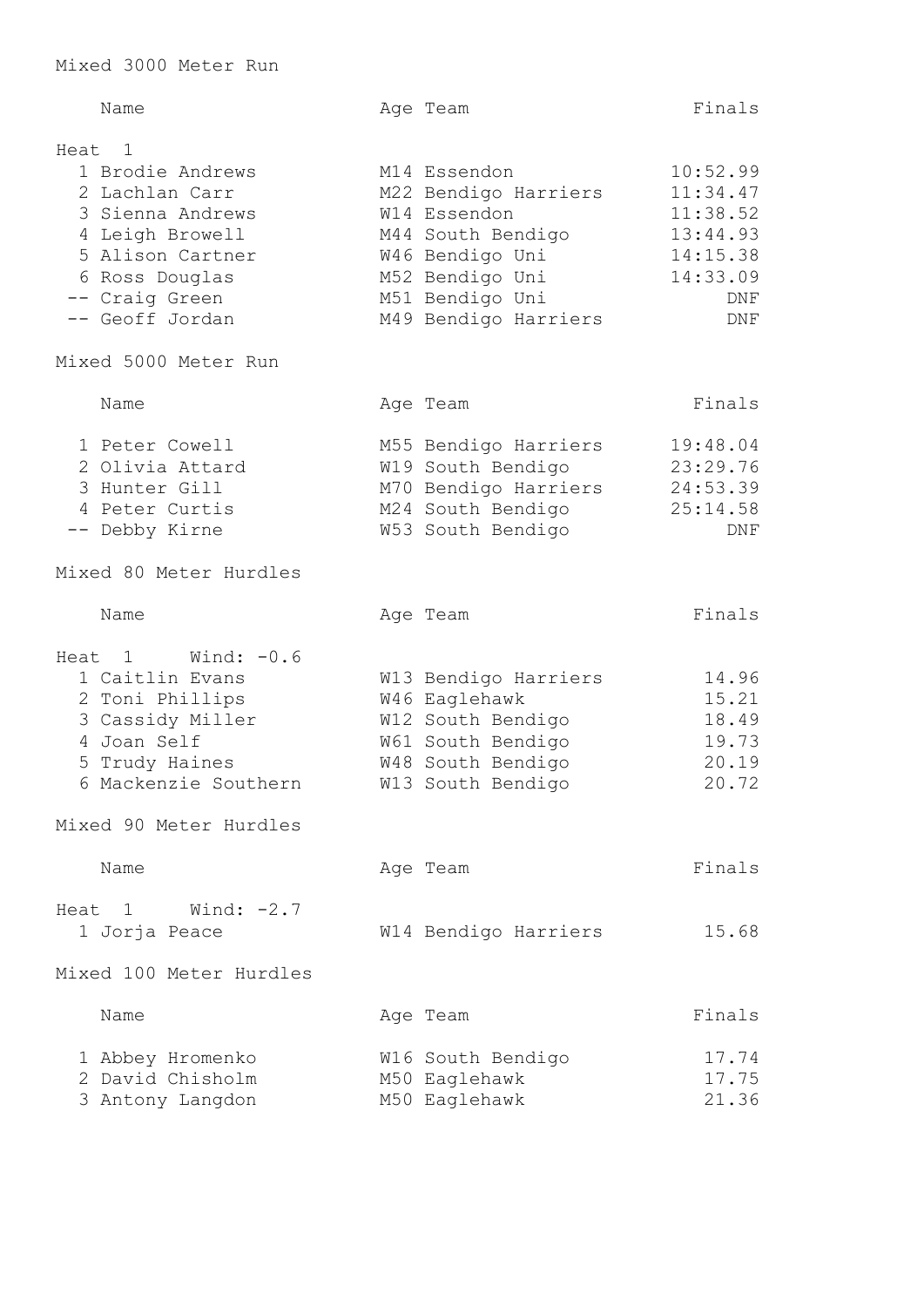## Mixed 3000 Meter Run

Heat 1

| | Name | Age Team | Finals |
|---|---|---|---|
| 1 | Brodie Andrews | M14 Essendon | 10:52.99 |
| 2 | Lachlan Carr | M22 Bendigo Harriers | 11:34.47 |
| 3 | Sienna Andrews | W14 Essendon | 11:38.52 |
| 4 | Leigh Browell | M44 South Bendigo | 13:44.93 |
| 5 | Alison Cartner | W46 Bendigo Uni | 14:15.38 |
| 6 | Ross Douglas | M52 Bendigo Uni | 14:33.09 |
| -- | Craig Green | M51 Bendigo Uni | DNF |
| -- | Geoff Jordan | M49 Bendigo Harriers | DNF |

## Mixed 5000 Meter Run

| | Name | Age Team | Finals |
|---|---|---|---|
| 1 | Peter Cowell | M55 Bendigo Harriers | 19:48.04 |
| 2 | Olivia Attard | W19 South Bendigo | 23:29.76 |
| 3 | Hunter Gill | M70 Bendigo Harriers | 24:53.39 |
| 4 | Peter Curtis | M24 South Bendigo | 25:14.58 |
| -- | Debby Kirne | W53 South Bendigo | DNF |

## Mixed 80 Meter Hurdles

Heat 1 Wind: -0.6

| | Name | Age Team | Finals |
|---|---|---|---|
| 1 | Caitlin Evans | W13 Bendigo Harriers | 14.96 |
| 2 | Toni Phillips | W46 Eaglehawk | 15.21 |
| 3 | Cassidy Miller | W12 South Bendigo | 18.49 |
| 4 | Joan Self | W61 South Bendigo | 19.73 |
| 5 | Trudy Haines | W48 South Bendigo | 20.19 |
| 6 | Mackenzie Southern | W13 South Bendigo | 20.72 |

## Mixed 90 Meter Hurdles

Heat 1 Wind: -2.7

| | Name | Age Team | Finals |
|---|---|---|---|
| 1 | Jorja Peace | W14 Bendigo Harriers | 15.68 |

## Mixed 100 Meter Hurdles

| | Name | Age Team | Finals |
|---|---|---|---|
| 1 | Abbey Hromenko | W16 South Bendigo | 17.74 |
| 2 | David Chisholm | M50 Eaglehawk | 17.75 |
| 3 | Antony Langdon | M50 Eaglehawk | 21.36 |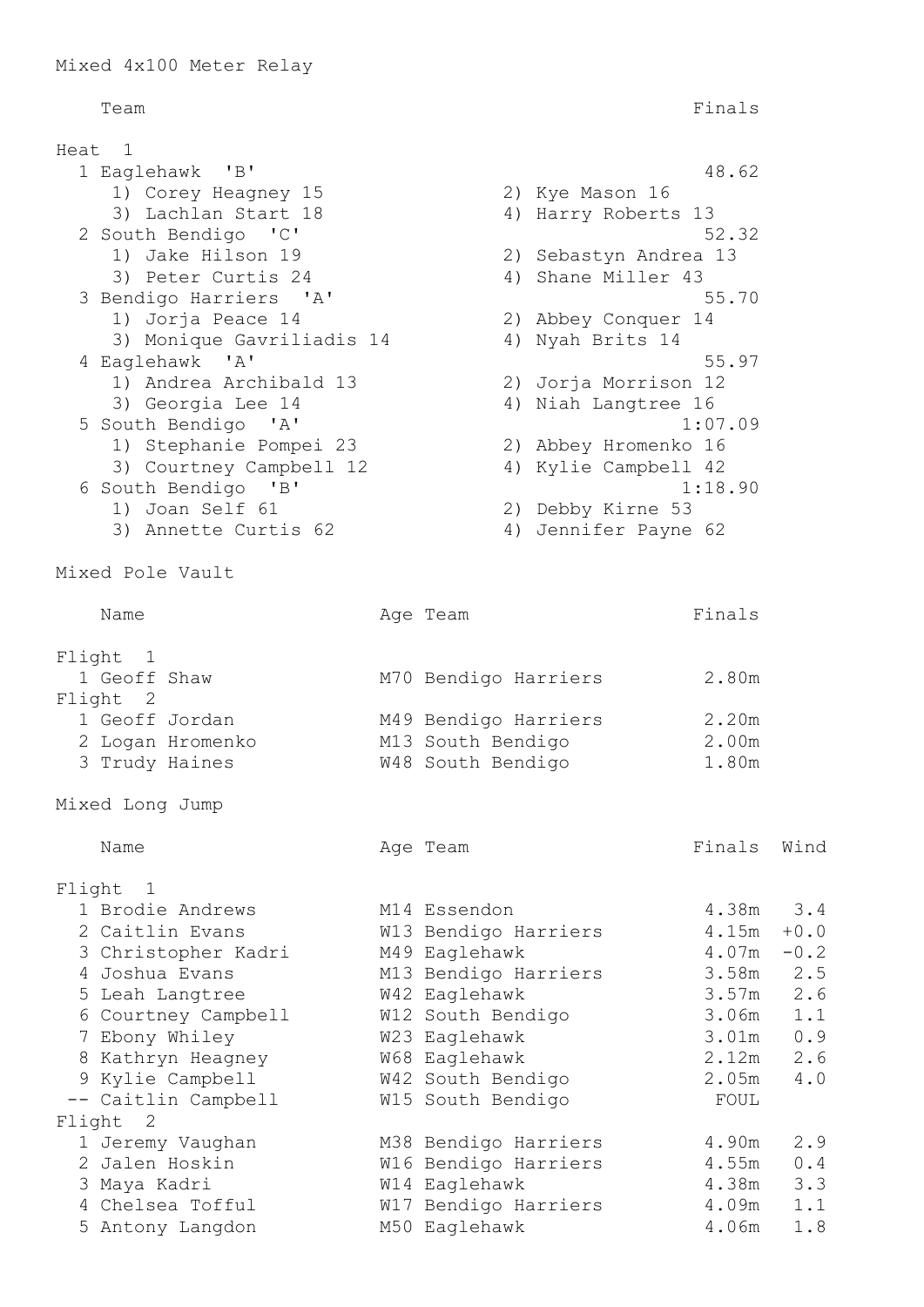## Mixed 4x100 Meter Relay

| Team | | | Finals |
|---|---|---|---|
| **Heat 1** | | | |
| 1 Eaglehawk 'B' | | | 48.62 |
| | 1) Corey Heagney 15 | 2) Kye Mason 16 | |
| | 3) Lachlan Start 18 | 4) Harry Roberts 13 | |
| 2 South Bendigo 'C' | | | 52.32 |
| | 1) Jake Hilson 19 | 2) Sebastyn Andrea 13 | |
| | 3) Peter Curtis 24 | 4) Shane Miller 43 | |
| 3 Bendigo Harriers 'A' | | | 55.70 |
| | 1) Jorja Peace 14 | 2) Abbey Conquer 14 | |
| | 3) Monique Gavriliadis 14 | 4) Nyah Brits 14 | |
| 4 Eaglehawk 'A' | | | 55.97 |
| | 1) Andrea Archibald 13 | 2) Jorja Morrison 12 | |
| | 3) Georgia Lee 14 | 4) Niah Langtree 16 | |
| 5 South Bendigo 'A' | | | 1:07.09 |
| | 1) Stephanie Pompei 23 | 2) Abbey Hromenko 16 | |
| | 3) Courtney Campbell 12 | 4) Kylie Campbell 42 | |
| 6 South Bendigo 'B' | | | 1:18.90 |
| | 1) Joan Self 61 | 2) Debby Kirne 53 | |
| | 3) Annette Curtis 62 | 4) Jennifer Payne 62 | |

## Mixed Pole Vault

| Name | Age | Team | Finals |
|---|---|---|---|
| **Flight 1** | | | |
| 1 Geoff Shaw | M70 | Bendigo Harriers | 2.80m |
| **Flight 2** | | | |
| 1 Geoff Jordan | M49 | Bendigo Harriers | 2.20m |
| 2 Logan Hromenko | M13 | South Bendigo | 2.00m |
| 3 Trudy Haines | W48 | South Bendigo | 1.80m |

## Mixed Long Jump

| Name | Age | Team | Finals | Wind |
|---|---|---|---|---|
| **Flight 1** | | | | |
| 1 Brodie Andrews | M14 | Essendon | 4.38m | 3.4 |
| 2 Caitlin Evans | W13 | Bendigo Harriers | 4.15m | +0.0 |
| 3 Christopher Kadri | M49 | Eaglehawk | 4.07m | -0.2 |
| 4 Joshua Evans | M13 | Bendigo Harriers | 3.58m | 2.5 |
| 5 Leah Langtree | W42 | Eaglehawk | 3.57m | 2.6 |
| 6 Courtney Campbell | W12 | South Bendigo | 3.06m | 1.1 |
| 7 Ebony Whiley | W23 | Eaglehawk | 3.01m | 0.9 |
| 8 Kathryn Heagney | W68 | Eaglehawk | 2.12m | 2.6 |
| 9 Kylie Campbell | W42 | South Bendigo | 2.05m | 4.0 |
| -- Caitlin Campbell | W15 | South Bendigo | FOUL | |
| **Flight 2** | | | | |
| 1 Jeremy Vaughan | M38 | Bendigo Harriers | 4.90m | 2.9 |
| 2 Jalen Hoskin | W16 | Bendigo Harriers | 4.55m | 0.4 |
| 3 Maya Kadri | W14 | Eaglehawk | 4.38m | 3.3 |
| 4 Chelsea Tofful | W17 | Bendigo Harriers | 4.09m | 1.1 |
| 5 Antony Langdon | M50 | Eaglehawk | 4.06m | 1.8 |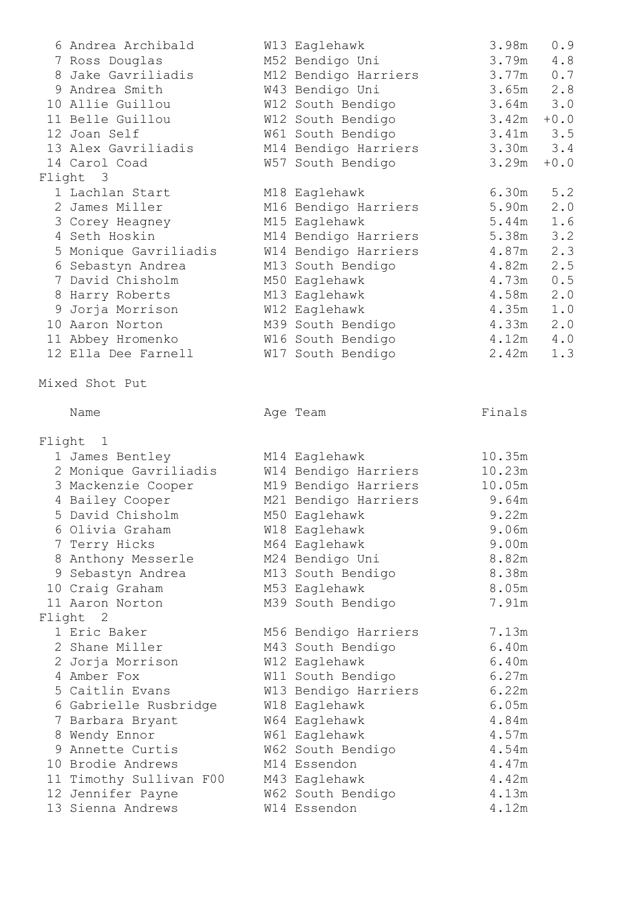| Place | Name | Age | Team | Finals | Wind |
|---|---|---|---|---|---|
| 6 | Andrea Archibald | W13 | Eaglehawk | 3.98m | 0.9 |
| 7 | Ross Douglas | M52 | Bendigo Uni | 3.79m | 4.8 |
| 8 | Jake Gavriliadis | M12 | Bendigo Harriers | 3.77m | 0.7 |
| 9 | Andrea Smith | W43 | Bendigo Uni | 3.65m | 2.8 |
| 10 | Allie Guillou | W12 | South Bendigo | 3.64m | 3.0 |
| 11 | Belle Guillou | W12 | South Bendigo | 3.42m | +0.0 |
| 12 | Joan Self | W61 | South Bendigo | 3.41m | 3.5 |
| 13 | Alex Gavriliadis | M14 | Bendigo Harriers | 3.30m | 3.4 |
| 14 | Carol Coad | W57 | South Bendigo | 3.29m | +0.0 |
| **Flight 3** | | | | | |
| 1 | Lachlan Start | M18 | Eaglehawk | 6.30m | 5.2 |
| 2 | James Miller | M16 | Bendigo Harriers | 5.90m | 2.0 |
| 3 | Corey Heagney | M15 | Eaglehawk | 5.44m | 1.6 |
| 4 | Seth Hoskin | M14 | Bendigo Harriers | 5.38m | 3.2 |
| 5 | Monique Gavriliadis | W14 | Bendigo Harriers | 4.87m | 2.3 |
| 6 | Sebastyn Andrea | M13 | South Bendigo | 4.82m | 2.5 |
| 7 | David Chisholm | M50 | Eaglehawk | 4.73m | 0.5 |
| 8 | Harry Roberts | M13 | Eaglehawk | 4.58m | 2.0 |
| 9 | Jorja Morrison | W12 | Eaglehawk | 4.35m | 1.0 |
| 10 | Aaron Norton | M39 | South Bendigo | 4.33m | 2.0 |
| 11 | Abbey Hromenko | W16 | South Bendigo | 4.12m | 4.0 |
| 12 | Ella Dee Farnell | W17 | South Bendigo | 2.42m | 1.3 |

## Mixed Shot Put

| Place | Name | Age | Team | Finals |
|---|---|---|---|---|
| **Flight 1** | | | | |
| 1 | James Bentley | M14 | Eaglehawk | 10.35m |
| 2 | Monique Gavriliadis | W14 | Bendigo Harriers | 10.23m |
| 3 | Mackenzie Cooper | M19 | Bendigo Harriers | 10.05m |
| 4 | Bailey Cooper | M21 | Bendigo Harriers | 9.64m |
| 5 | David Chisholm | M50 | Eaglehawk | 9.22m |
| 6 | Olivia Graham | W18 | Eaglehawk | 9.06m |
| 7 | Terry Hicks | M64 | Eaglehawk | 9.00m |
| 8 | Anthony Messerle | M24 | Bendigo Uni | 8.82m |
| 9 | Sebastyn Andrea | M13 | South Bendigo | 8.38m |
| 10 | Craig Graham | M53 | Eaglehawk | 8.05m |
| 11 | Aaron Norton | M39 | South Bendigo | 7.91m |
| **Flight 2** | | | | |
| 1 | Eric Baker | M56 | Bendigo Harriers | 7.13m |
| 2 | Shane Miller | M43 | South Bendigo | 6.40m |
| 2 | Jorja Morrison | W12 | Eaglehawk | 6.40m |
| 4 | Amber Fox | W11 | South Bendigo | 6.27m |
| 5 | Caitlin Evans | W13 | Bendigo Harriers | 6.22m |
| 6 | Gabrielle Rusbridge | W18 | Eaglehawk | 6.05m |
| 7 | Barbara Bryant | W64 | Eaglehawk | 4.84m |
| 8 | Wendy Ennor | W61 | Eaglehawk | 4.57m |
| 9 | Annette Curtis | W62 | South Bendigo | 4.54m |
| 10 | Brodie Andrews | M14 | Essendon | 4.47m |
| 11 | Timothy Sullivan F00 | M43 | Eaglehawk | 4.42m |
| 12 | Jennifer Payne | W62 | South Bendigo | 4.13m |
| 13 | Sienna Andrews | W14 | Essendon | 4.12m |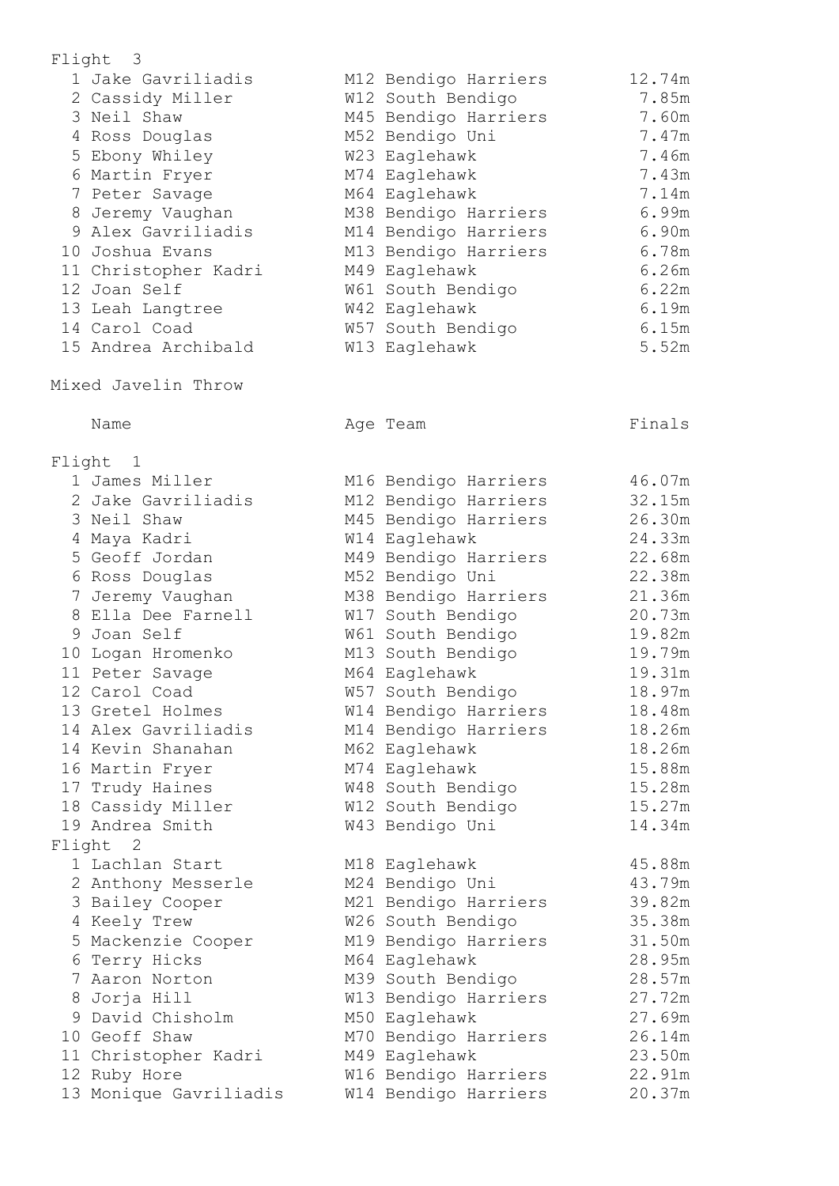Flight 3

| | Name | Age | Team | Finals |
|---|---|---|---|---|
| 1 | Jake Gavriliadis | M12 | Bendigo Harriers | 12.74m |
| 2 | Cassidy Miller | W12 | South Bendigo | 7.85m |
| 3 | Neil Shaw | M45 | Bendigo Harriers | 7.60m |
| 4 | Ross Douglas | M52 | Bendigo Uni | 7.47m |
| 5 | Ebony Whiley | W23 | Eaglehawk | 7.46m |
| 6 | Martin Fryer | M74 | Eaglehawk | 7.43m |
| 7 | Peter Savage | M64 | Eaglehawk | 7.14m |
| 8 | Jeremy Vaughan | M38 | Bendigo Harriers | 6.99m |
| 9 | Alex Gavriliadis | M14 | Bendigo Harriers | 6.90m |
| 10 | Joshua Evans | M13 | Bendigo Harriers | 6.78m |
| 11 | Christopher Kadri | M49 | Eaglehawk | 6.26m |
| 12 | Joan Self | W61 | South Bendigo | 6.22m |
| 13 | Leah Langtree | W42 | Eaglehawk | 6.19m |
| 14 | Carol Coad | W57 | South Bendigo | 6.15m |
| 15 | Andrea Archibald | W13 | Eaglehawk | 5.52m |

Mixed Javelin Throw

| | Name | Age | Team | Finals |
|---|---|---|---|---|
| **Flight 1** | | | | |
| 1 | James Miller | M16 | Bendigo Harriers | 46.07m |
| 2 | Jake Gavriliadis | M12 | Bendigo Harriers | 32.15m |
| 3 | Neil Shaw | M45 | Bendigo Harriers | 26.30m |
| 4 | Maya Kadri | W14 | Eaglehawk | 24.33m |
| 5 | Geoff Jordan | M49 | Bendigo Harriers | 22.68m |
| 6 | Ross Douglas | M52 | Bendigo Uni | 22.38m |
| 7 | Jeremy Vaughan | M38 | Bendigo Harriers | 21.36m |
| 8 | Ella Dee Farnell | W17 | South Bendigo | 20.73m |
| 9 | Joan Self | W61 | South Bendigo | 19.82m |
| 10 | Logan Hromenko | M13 | South Bendigo | 19.79m |
| 11 | Peter Savage | M64 | Eaglehawk | 19.31m |
| 12 | Carol Coad | W57 | South Bendigo | 18.97m |
| 13 | Gretel Holmes | W14 | Bendigo Harriers | 18.48m |
| 14 | Alex Gavriliadis | M14 | Bendigo Harriers | 18.26m |
| 14 | Kevin Shanahan | M62 | Eaglehawk | 18.26m |
| 16 | Martin Fryer | M74 | Eaglehawk | 15.88m |
| 17 | Trudy Haines | W48 | South Bendigo | 15.28m |
| 18 | Cassidy Miller | W12 | South Bendigo | 15.27m |
| 19 | Andrea Smith | W43 | Bendigo Uni | 14.34m |
| **Flight 2** | | | | |
| 1 | Lachlan Start | M18 | Eaglehawk | 45.88m |
| 2 | Anthony Messerle | M24 | Bendigo Uni | 43.79m |
| 3 | Bailey Cooper | M21 | Bendigo Harriers | 39.82m |
| 4 | Keely Trew | W26 | South Bendigo | 35.38m |
| 5 | Mackenzie Cooper | M19 | Bendigo Harriers | 31.50m |
| 6 | Terry Hicks | M64 | Eaglehawk | 28.95m |
| 7 | Aaron Norton | M39 | South Bendigo | 28.57m |
| 8 | Jorja Hill | W13 | Bendigo Harriers | 27.72m |
| 9 | David Chisholm | M50 | Eaglehawk | 27.69m |
| 10 | Geoff Shaw | M70 | Bendigo Harriers | 26.14m |
| 11 | Christopher Kadri | M49 | Eaglehawk | 23.50m |
| 12 | Ruby Hore | W16 | Bendigo Harriers | 22.91m |
| 13 | Monique Gavriliadis | W14 | Bendigo Harriers | 20.37m |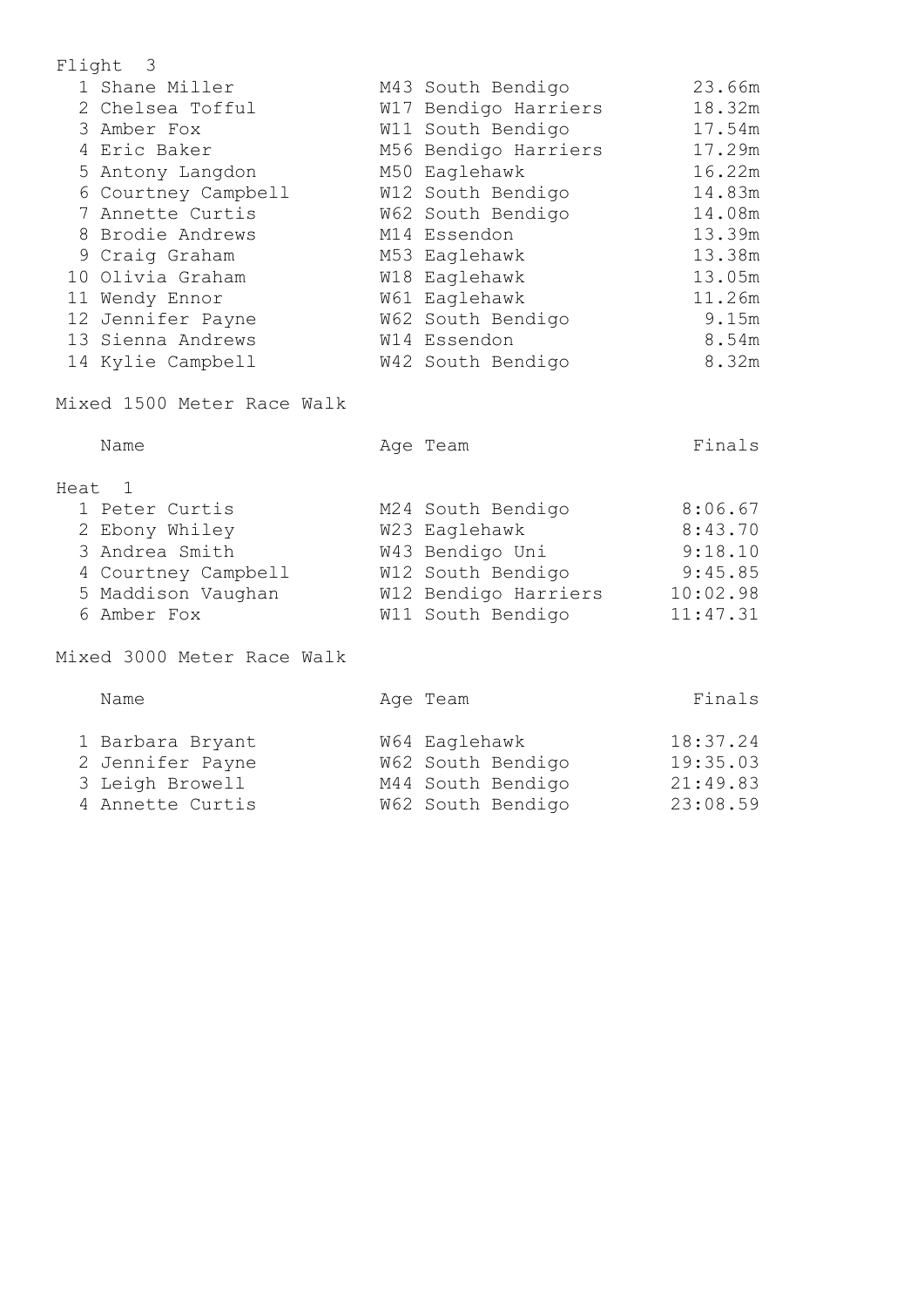Flight 3

| | | | | |
|---|---|---|---|---|
| 1 | Shane Miller | M43 | South Bendigo | 23.66m |
| 2 | Chelsea Tofful | W17 | Bendigo Harriers | 18.32m |
| 3 | Amber Fox | W11 | South Bendigo | 17.54m |
| 4 | Eric Baker | M56 | Bendigo Harriers | 17.29m |
| 5 | Antony Langdon | M50 | Eaglehawk | 16.22m |
| 6 | Courtney Campbell | W12 | South Bendigo | 14.83m |
| 7 | Annette Curtis | W62 | South Bendigo | 14.08m |
| 8 | Brodie Andrews | M14 | Essendon | 13.39m |
| 9 | Craig Graham | M53 | Eaglehawk | 13.38m |
| 10 | Olivia Graham | W18 | Eaglehawk | 13.05m |
| 11 | Wendy Ennor | W61 | Eaglehawk | 11.26m |
| 12 | Jennifer Payne | W62 | South Bendigo | 9.15m |
| 13 | Sienna Andrews | W14 | Essendon | 8.54m |
| 14 | Kylie Campbell | W42 | South Bendigo | 8.32m |

Mixed 1500 Meter Race Walk

| | Name | Age | Team | Finals |
|---|---|---|---|---|
| **Heat 1** | | | | |
| 1 | Peter Curtis | M24 | South Bendigo | 8:06.67 |
| 2 | Ebony Whiley | W23 | Eaglehawk | 8:43.70 |
| 3 | Andrea Smith | W43 | Bendigo Uni | 9:18.10 |
| 4 | Courtney Campbell | W12 | South Bendigo | 9:45.85 |
| 5 | Maddison Vaughan | W12 | Bendigo Harriers | 10:02.98 |
| 6 | Amber Fox | W11 | South Bendigo | 11:47.31 |

Mixed 3000 Meter Race Walk

| | Name | Age | Team | Finals |
|---|---|---|---|---|
| 1 | Barbara Bryant | W64 | Eaglehawk | 18:37.24 |
| 2 | Jennifer Payne | W62 | South Bendigo | 19:35.03 |
| 3 | Leigh Browell | M44 | South Bendigo | 21:49.83 |
| 4 | Annette Curtis | W62 | South Bendigo | 23:08.59 |